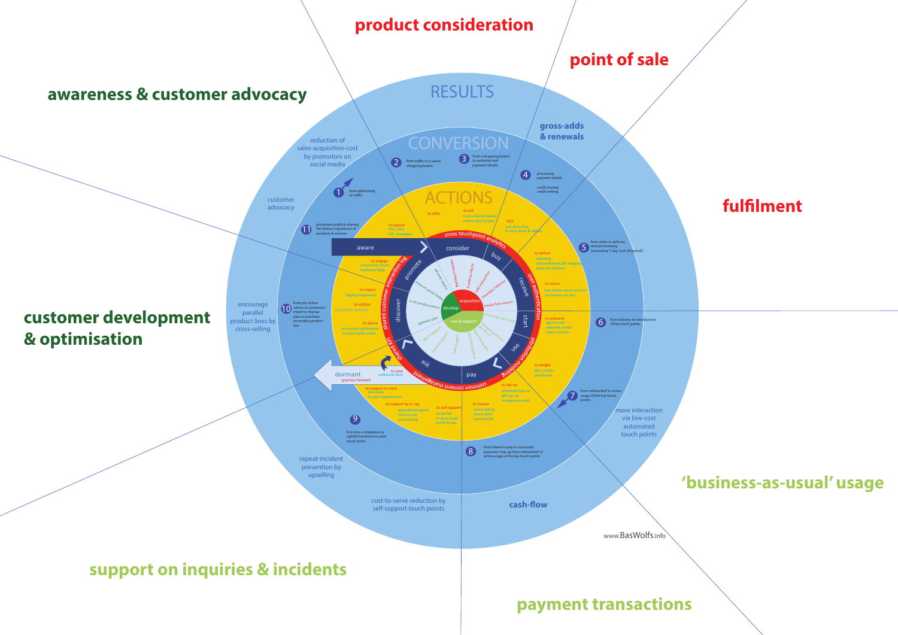# product consideration

# point of sale

# awareness & customer advocacy

# fulfilment

# customer development & optimisation

# 'business-as-usual' usage

# support on inquiries & incidents

# payment transactions

## RESULTS

- reduction of sales-acquisition-cost by promotors on social media
- gross-adds & renewals
- customer advocacy
- encourage parallel product lines by cross-selling
- more interaction via low-cost automated touch points
- repeat-incident prevention by upselling
- cost-to-serve reduction by self-support touch points
- cash-flow

## CONVERSION

1. from advertising to traffic
2. from traffic to a saved shopping basket
3. from a shopping basket to customer and payment details
4. processing payment details; credit scoring, credit setting
5. from order to delivery and provisioning (exceeding '7 day cool off period')
6. from delivery to introduction of key touch points
7. from 'onboarded' to active usage of the key touch points
8. from intent-to-pay to successful payment / top-up from 'onboarded' to active usage of the key touch points
9. first-time-completion or rightful handover to joint touch point
10. from pro-active advice to customer's intent to change plan or purchase secondary product line
11. promoters publicly sharing the Telenor experience of products & services

## ACTIONS

- to expose: SEO / SEA, ATL-campaigns
- to offer
- to sell: cross-channel basket, online store locator
- POS: one-click-shop, in-store kiosk & tablets
- to deliver: unboxing, personalized & gift wrapped, same-day delivery
- to return: buy online-return in store, try-before-you-buy
- to onboard: agent script, welcome e-mail, video tutorials
- to delight: life's events, dashboard
- to top-up: scheduled top-up, gift top-up, emergency credit
- to invoice: online billing, direct debit, itemised bill
- to self-support: visual IVR, in-store kiosk, portal & app
- to support by cc rep: empowered agents, click-to-chat, co-browsing
- to support in-store: Zen desks, in-store appointment
- to save: outbound desk
- gracious farewell
- to advise: pro-active optimisation, in-store health check
- to entice: Next-Best-Activity
- to inspire: flagship experience
- to engage: community forum, hardware blogs

aware · consider · buy · receive · start · use · pay · ask · discover · promote · dormant

cross touchpoint analytics · user authentication · attribution modelling · common content management · shared KPI · shared customer interaction log

acquisition · develop · use & support

www.BasWolfs.info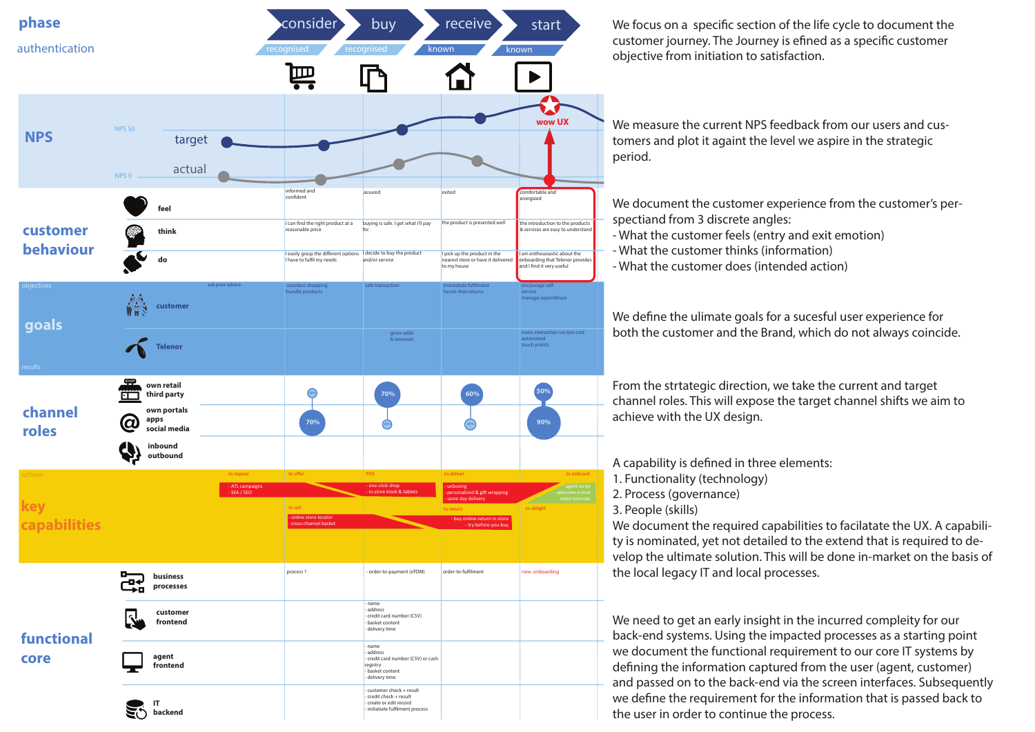| phase | consider | buy | receive | start |
|---|---|---|---|---|
| authentication | recognised | recognised | known | known |

We focus on a specific section of the life cycle to document the customer journey. The Journey is efined as a specific customer objective from initiation to satisfaction.

**NPS**

NPS 50 — target
NPS 0 — actual

wow UX

We measure the current NPS feedback from our users and customers and plot it againt the level we aspire in the strategic period.

**customer behaviour**

| | consider | buy | receive | start |
|---|---|---|---|---|
| feel | informed and confident | assured | exited | comfortable and energized |
| think | I can find the right product at a reasonable price | buying is safe. I get what i'll pay for | the product is presented well | the introduction to the products & services are easy to understand |
| do | I easily grasp the different options I have to fulfil my needs | I decide to buy the product and/or service | I pick up the product in the nearest store or have it delivered to my house | I am enthousiastic about the onboarding that Telenor provides and I find it very useful |

We document the customer experience from the customer's perspectiand from 3 discrete angles:
- What the customer feels (entry and exit emotion)
- What the customer thinks (information)
- What the customer does (intended action)

**goals**

| | | consider | buy | receive | start |
|---|---|---|---|---|---|
| objectives — customer | ask peer advice | seamless shopping<br>bundle products | safe transaction | immediate fulfilment<br>hassle-free returns | encourage self-service<br>manage expenditure |
| results — Telenor | | | gross-adds<br>& renewals | | more interaction via low-cost automated touch points |

We define the ulimate goals for a sucesful user experience for both the customer and the Brand, which do not always coincide.

**channel roles**

| | consider | buy | receive | start |
|---|---|---|---|---|
| own retail / third party | | 70% | 60% | 50% |
| own portals / apps / social media | 70% | | | 90% |
| inbound / outbound | | | | |

From the strtategic direction, we take the current and target channel roles. This will expose the target channel shifts we aim to achieve with the UX design.

**key capabilities**

actions

- to expose: - ATL campaigns; - SEA / SEO
- to offer
- POS: - one-click-shop; - in-store kiosk & tablets
- to deliver: - unboxing; - personalized & gift wrapping; - same day delivery
- to onboard: - agent script; - welcome e-mail; - video tutorials
- to sell: - online store locator; - cross-channel basket
- to return: - buy online-return in store; - try-before-you-buy
- to delight

A capability is defined in three elements:
1. Functionality (technology)
2. Process (governance)
3. People (skills)

We document the required capabilities to facilatate the UX. A capability is nominated, yet not detailed to the extend that is required to develop the ultimate solution. This will be done in-market on the basis of the local legacy IT and local processes.

**functional core**

| | consider | buy | receive | start |
|---|---|---|---|---|
| business processes | process ? | - order-to-payment (eTOM) | order-to-fulfilment | new: onboarding |
| customer frontend | | - name<br>- address<br>- credit card number (CSV)<br>- basket content<br>- delivery time | | |
| agent frontend | | - name<br>- address<br>- credit card number (CSV) or cash registry<br>- basket content<br>- delivery time | | |
| IT backend | | - customer check + result<br>- credit check + result<br>- create or edit record<br>- initiatiate fulfilment process | | |

We need to get an early insight in the incurred compleity for our back-end systems. Using the impacted processes as a starting point we document the functional requirement to our core IT systems by defining the information captured from the user (agent, customer) and passed on to the back-end via the screen interfaces. Subsequently we define the requirement for the information that is passed back to the user in order to continue the process.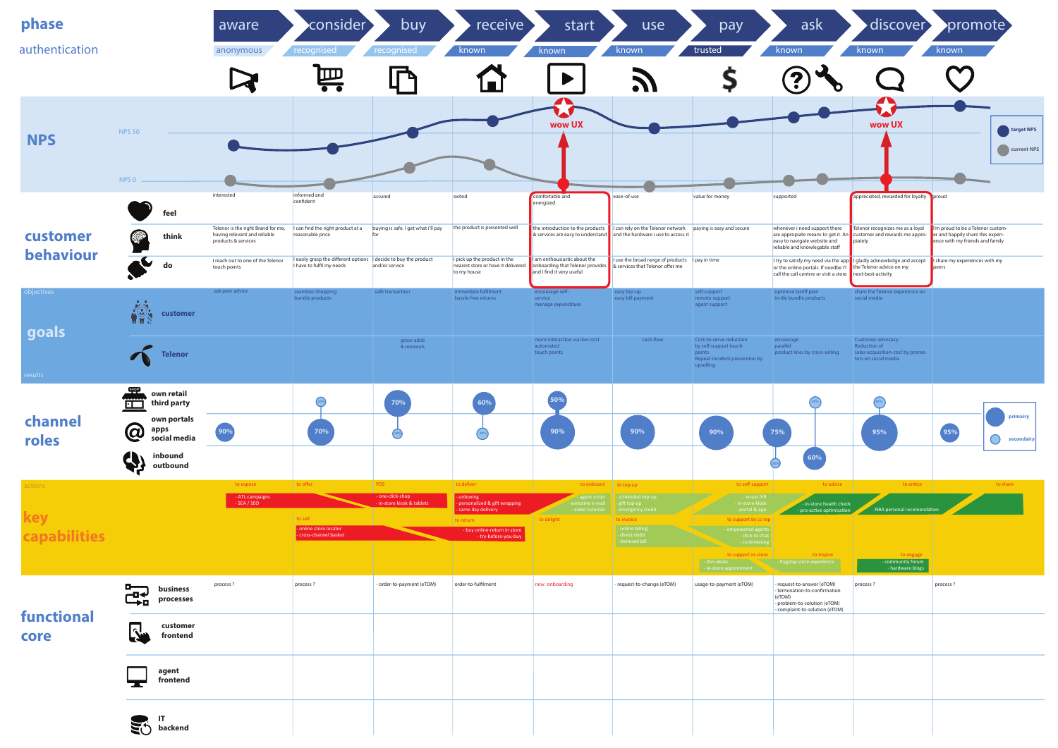phase: aware | consider | buy | receive | start | use | pay | ask | discover | promote

authentication: anonymous | recognised | recognised | known | known | known | trusted | known | known | known

**NPS**

NPS 50

NPS 0

wow UX

wow UX

target NPS

current NPS

**customer behaviour**

| | aware | consider | buy | receive | start | use | pay | ask | discover | promote |
|---|---|---|---|---|---|---|---|---|---|---|
| feel | interested | informed and confident | assured | exited | comfortable and energized | ease-of-use | value for money | supported | appreciated, rewarded for loyalty | proud |
| think | Telenor is the right Brand for me, having relevant and reliable products & services | I can find the right product at a reasonable price | buying is safe. I get what I'll pay for | the product is presented well | the introduction to the products & services are easy to understand | I can rely on the Telenor network and the hardware i use to access it | paying is easy and secure | whenever i need support there are appropriate means to get it. An easy to navigate website and reliable and knowlegable staff | Telenor recognizes me as a loyal customer and rewards me appropriately | I'm proud to be a Telenor customer and happily share this experience with my friends and family |
| do | I reach out to one of the Telenor touch points | I easily grasp the different options I have to fulfil my needs | I decide to buy the product and/or service | I pick up the product in the nearest store or have it delivered to my house | I am enthusiastic about the onboarding that Telenor provides and I find it very useful | I use the broad range of products & services that Telenor offer me | I pay in time | I try to satisfy my need via the app or the online portals. If needbe I'll call the call centre or visit a store | I gladly acknowledge and accept the Telenor advice on my next-best-activity | I share my experiences with my peers |

**goals**

objectives

| | aware | consider | buy | receive | start | use | pay | ask | discover | promote |
|---|---|---|---|---|---|---|---|---|---|---|
| customer | ask peer advice | seamless shopping bundle products | safe transaction | immediate fulfillment hassle-free returns | encourage self-service manage expenditure | easy top-up easy bill payment | self-support remote support agent support | optimise tariff plan in-life bundle products | share the Telenor experience on social media | |
| Telenor | | | gross-adds & renewals | | more interaction via low-cost automated touch points | cash-flow | Cost-to-serve reduction by self-support touch points Repeat-incident prevention by upselling | encourage parallel product lines by cross-selling | Customer advocacy Reduction of sales-acquisition-cost by promotors on social media | |

results

**channel roles**

own retail / third party

own portals / apps / social media

inbound / outbound

90% | 70% | 70% | 60% | 50% | 90% | 90% | 90% | 75% | 60% | 95% | 95%

primairy

secondairy

**key capabilities**

actions

to expose: - ATL campaigns - SEA / SEO

to offer

POS: - one-click-shop - in-store kiosk & tablets

to deliver: - unboxing - personalized & gift wrapping - same day delivery

to onboard: - agent script - welcome e-mail - video tutorials

to sell: - online store locator - cross-channel basket

to return: - buy online-return in store - try-before-you-buy

to delight

to top-up: - scheduled top-up - gift top-up - emergency credit

to invoice: - online billing - direct debit - itemised bill

to self-support: - visual IVR - in-store kiosk - portal & app

to support by cc rep: - empowered agents - click-to-chat - co-browsing

to support in-store: - Zen-desks - in-store appointment

to advise: - in-store health check - pro-active optimisation

to inspire: - flagship store experience

to entice: - NBA personal recomendation

to engage: - community forum - hardware blogs

to share

**functional core**

| | aware | consider | buy | receive | start | use | pay | ask | discover | promote |
|---|---|---|---|---|---|---|---|---|---|---|
| business processes | process ? | process ? | - order-to-payment (eTOM) | order-to-fulfilment | new: onboarding | - request-to-change (eTOM) | usage-to-payment (eTOM) | - request-to-answer (eTOM) - termination-to-confirmation (eTOM) - problem-to-solution (eTOM) - complaint-to-solution (eTOM) | process ? | process ? |
| customer frontend | | | | | | | | | | |
| agent frontend | | | | | | | | | | |
| IT backend | | | | | | | | | | |